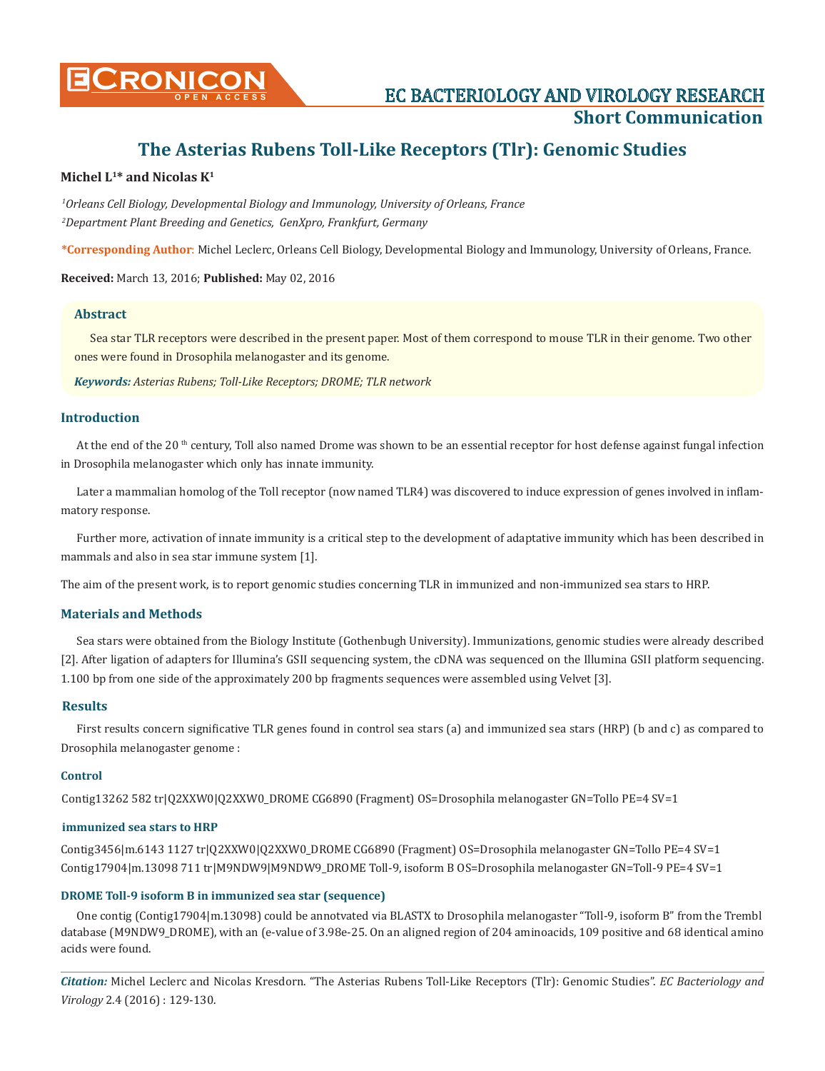# The Asterias Rubens Toll-Like Receptors (Tlr): Genomic Studies

**Michel L[1]* and Nicolas K[1]**

*[1]Orleans Cell Biology, Developmental Biology and Immunology, University of Orleans, France*

*[2]Department Plant Breeding and Genetics, GenXpro, Frankfurt, Germany*

***Corresponding Author:** Michel Leclerc, Orleans Cell Biology, Developmental Biology and Immunology, University of Orleans, France.

**Received:** March 13, 2016; **Published:** May 02, 2016

### Abstract

Sea star TLR receptors were described in the present paper. Most of them correspond to mouse TLR in their genome. Two other ones were found in Drosophila melanogaster and its genome.

***Keywords:*** *Asterias Rubens; Toll-Like Receptors; DROME; TLR network*

## Introduction

At the end of the 20 th century, Toll also named Drome was shown to be an essential receptor for host defense against fungal infection in Drosophila melanogaster which only has innate immunity.

Later a mammalian homolog of the Toll receptor (now named TLR4) was discovered to induce expression of genes involved in inflammatory response.

Further more, activation of innate immunity is a critical step to the development of adaptative immunity which has been described in mammals and also in sea star immune system [1].

The aim of the present work, is to report genomic studies concerning TLR in immunized and non-immunized sea stars to HRP.

## Materials and Methods

Sea stars were obtained from the Biology Institute (Gothenbugh University). Immunizations, genomic studies were already described [2]. After ligation of adapters for Illumina's GSII sequencing system, the cDNA was sequenced on the Illumina GSII platform sequencing. 1.100 bp from one side of the approximately 200 bp fragments sequences were assembled using Velvet [3].

## Results

First results concern significative TLR genes found in control sea stars (a) and immunized sea stars (HRP) (b and c) as compared to Drosophila melanogaster genome :

### Control

Contig13262 582 tr|Q2XXW0|Q2XXW0_DROME CG6890 (Fragment) OS=Drosophila melanogaster GN=Tollo PE=4 SV=1

### immunized sea stars to HRP

Contig3456|m.6143 1127 tr|Q2XXW0|Q2XXW0_DROME CG6890 (Fragment) OS=Drosophila melanogaster GN=Tollo PE=4 SV=1
Contig17904|m.13098 711 tr|M9NDW9|M9NDW9_DROME Toll-9, isoform B OS=Drosophila melanogaster GN=Toll-9 PE=4 SV=1

### DROME Toll-9 isoform B in immunized sea star (sequence)

One contig (Contig17904|m.13098) could be annotvated via BLASTX to Drosophila melanogaster "Toll-9, isoform B" from the Trembl database (M9NDW9_DROME), with an (e-value of 3.98e-25. On an aligned region of 204 aminoacids, 109 positive and 68 identical amino acids were found.

***Citation:*** Michel Leclerc and Nicolas Kresdorn. "The Asterias Rubens Toll-Like Receptors (Tlr): Genomic Studies". *EC Bacteriology and Virology* 2.4 (2016) : 129-130.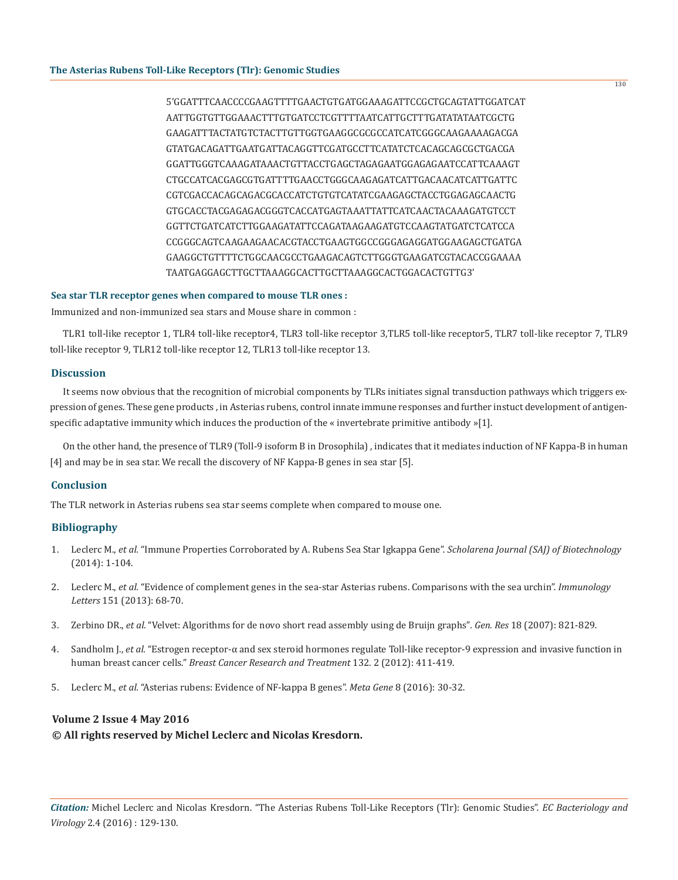5'GGATTTCAACCCCGAAGTTTTGAACTGTGATGGAAAGATTCCGCTGCAGTATTGGATCAT
AATTGGTGTTGGAAACTTTGTGATCCTCGTTTTAATCATTGCTTTGATATATAATCGCTG
GAAGATTTACTATGTCTACTTGTTGGTGAAGGCGCGCCATCATCGGGCAAGAAAAGACGA
GTATGACAGATTGAATGATTACAGGTTCGATGCCTTCATATCTCACAGCAGCGCTGACGA
GGATTGGGTCAAAGATAAACTGTTACCTGAGCTAGAGAATGGAGAGAATCCATTCAAAGT
CTGCCATCACGAGCGTGATTTTGAACCTGGGCAAGAGATCATTGACAACATCATTGATTC
CGTCGACCACAGCAGACGCACCATCTGTGTCATATCGAAGAGCTACCTGGAGAGCAACTG
GTGCACCTACGAGAGACGGGTCACCATGAGTAAATTATTCATCAACTACAAAGATGTCCT
GGTTCTGATCATCTTGGAAGATATTCCAGATAAGAAGATGTCCAAGTATGATCTCATCCA
CCGGGCAGTCAAGAAGAACACGTACCTGAAGTGGCCGGGAGAGGATGGAAGAGCTGATGA
GAAGGCTGTTTTCTGGCAACGCCTGAAGACAGTCTTGGGTGAAGATCGTACACCGGAAAA
TAATGAGGAGCTTGCTTAAAGGCACTTGCTTAAAGGCACTGGACACTGTTG3'

### Sea star TLR receptor genes when compared to mouse TLR ones :

Immunized and non-immunized sea stars and Mouse share in common :

TLR1 toll-like receptor 1, TLR4 toll-like receptor4, TLR3 toll-like receptor 3,TLR5 toll-like receptor5, TLR7 toll-like receptor 7, TLR9 toll-like receptor 9, TLR12 toll-like receptor 12, TLR13 toll-like receptor 13.

## Discussion

It seems now obvious that the recognition of microbial components by TLRs initiates signal transduction pathways which triggers expression of genes. These gene products , in Asterias rubens, control innate immune responses and further instuct development of antigen-specific adaptative immunity which induces the production of the « invertebrate primitive antibody »[1].

On the other hand, the presence of TLR9 (Toll-9 isoform B in Drosophila) , indicates that it mediates induction of NF Kappa-B in human [4] and may be in sea star. We recall the discovery of NF Kappa-B genes in sea star [5].

## Conclusion

The TLR network in Asterias rubens sea star seems complete when compared to mouse one.

## Bibliography

1. Leclerc M., *et al.* "Immune Properties Corroborated by A. Rubens Sea Star Igkappa Gene". *Scholarena Journal (SAJ) of Biotechnology* (2014): 1-104.
2. Leclerc M., *et al.* "Evidence of complement genes in the sea-star Asterias rubens. Comparisons with the sea urchin". *Immunology Letters* 151 (2013): 68-70.
3. Zerbino DR., *et al.* "Velvet: Algorithms for de novo short read assembly using de Bruijn graphs". *Gen. Res* 18 (2007): 821-829.
4. Sandholm J., *et al.* "Estrogen receptor-α and sex steroid hormones regulate Toll-like receptor-9 expression and invasive function in human breast cancer cells." *Breast Cancer Research and Treatment* 132. 2 (2012): 411-419.
5. Leclerc M., *et al.* "Asterias rubens: Evidence of NF-kappa B genes". *Meta Gene* 8 (2016): 30-32.

**Volume 2 Issue 4 May 2016**
**© All rights reserved by Michel Leclerc and Nicolas Kresdorn.**